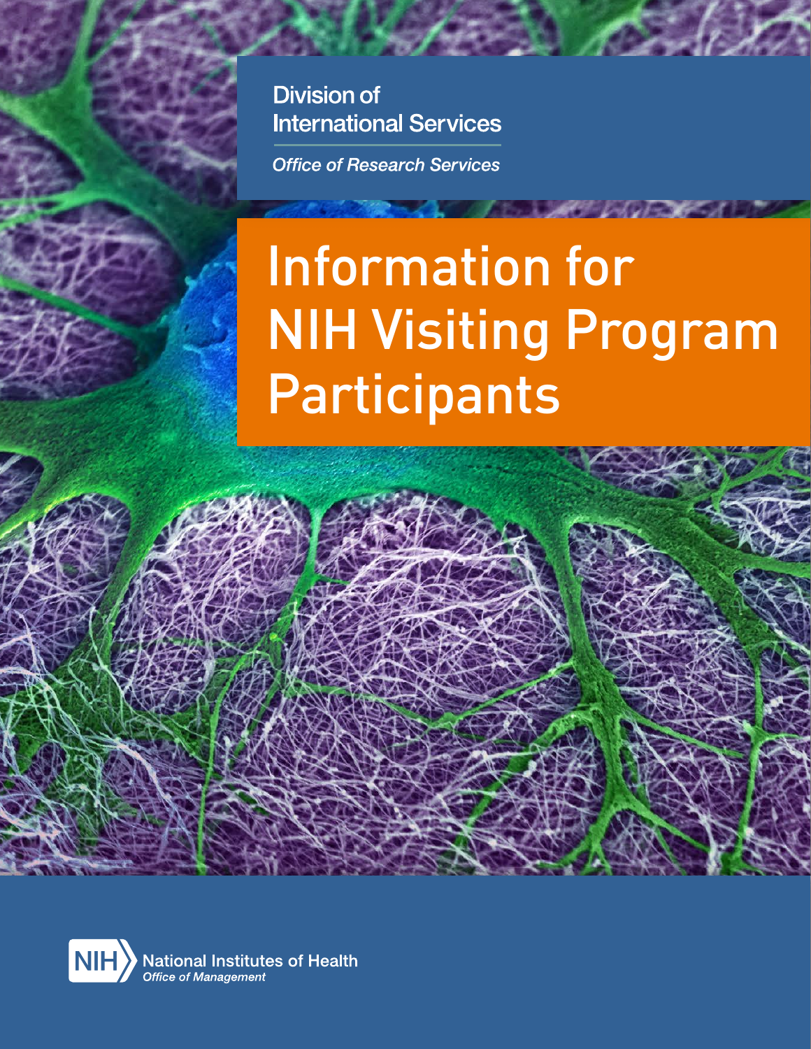Division of
International Services

*Office of Research Services*

# Information for NIH Visiting Program Participants

National Institutes of Health
*Office of Management*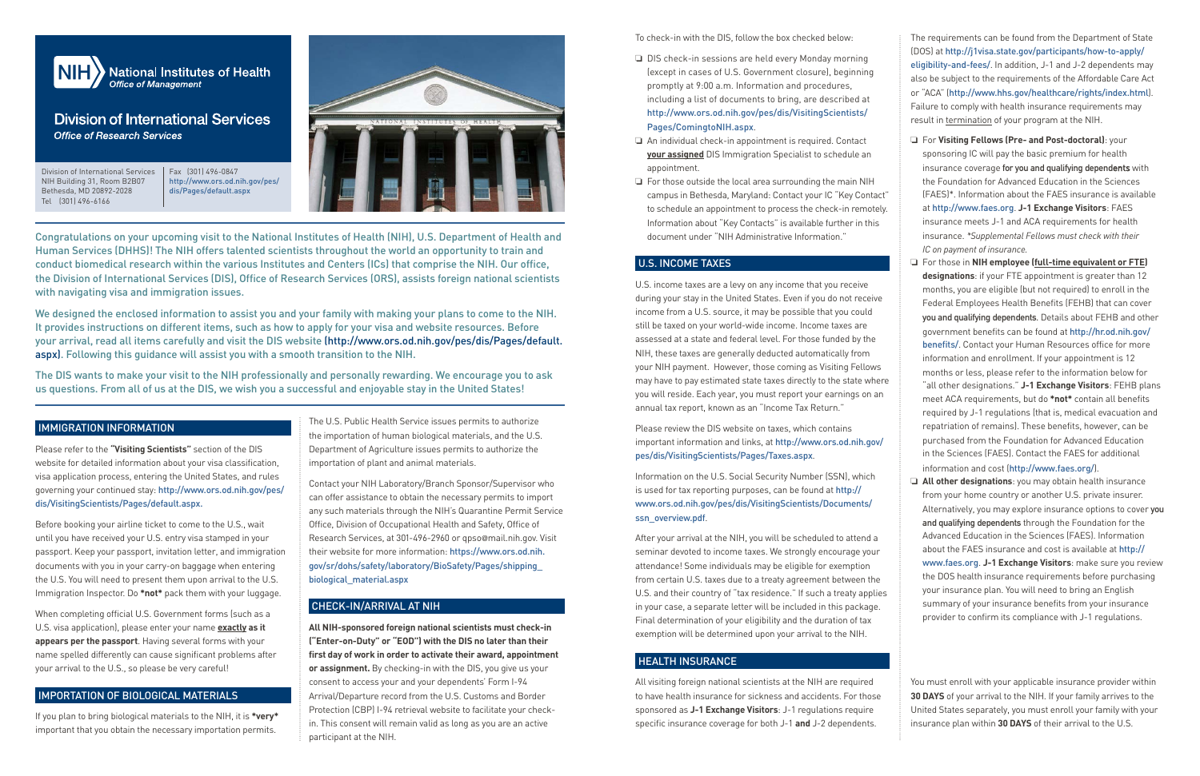# National Institutes of Health

*Office of Management*

## Division of International Services

*Office of Research Services*

Division of International Services
NIH Building 31, Room B2B07
Bethesda, MD 20892-2028
Tel (301) 496-6166

Fax (301) 496-0847
http://www.ors.od.nih.gov/pes/dis/Pages/default.aspx

Congratulations on your upcoming visit to the National Institutes of Health (NIH), U.S. Department of Health and Human Services (DHHS)! The NIH offers talented scientists throughout the world an opportunity to train and conduct biomedical research within the various Institutes and Centers (ICs) that comprise the NIH. Our office, the Division of International Services (DIS), Office of Research Services (ORS), assists foreign national scientists with navigating visa and immigration issues.

We designed the enclosed information to assist you and your family with making your plans to come to the NIH. It provides instructions on different items, such as how to apply for your visa and website resources. Before your arrival, read all items carefully and visit the DIS website (http://www.ors.od.nih.gov/pes/dis/Pages/default.aspx). Following this guidance will assist you with a smooth transition to the NIH.

The DIS wants to make your visit to the NIH professionally and personally rewarding. We encourage you to ask us questions. From all of us at the DIS, we wish you a successful and enjoyable stay in the United States!

## IMMIGRATION INFORMATION

Please refer to the **"Visiting Scientists"** section of the DIS website for detailed information about your visa classification, visa application process, entering the United States, and rules governing your continued stay: http://www.ors.od.nih.gov/pes/dis/VisitingScientists/Pages/default.aspx.

Before booking your airline ticket to come to the U.S., wait until you have received your U.S. entry visa stamped in your passport. Keep your passport, invitation letter, and immigration documents with you in your carry-on baggage when entering the U.S. You will need to present them upon arrival to the U.S. Immigration Inspector. Do **\*not\*** pack them with your luggage.

When completing official U.S. Government forms (such as a U.S. visa application), please enter your name **exactly as it appears per the passport**. Having several forms with your name spelled differently can cause significant problems after your arrival to the U.S., so please be very careful!

## IMPORTATION OF BIOLOGICAL MATERIALS

If you plan to bring biological materials to the NIH, it is **\*very\*** important that you obtain the necessary importation permits.

The U.S. Public Health Service issues permits to authorize the importation of human biological materials, and the U.S. Department of Agriculture issues permits to authorize the importation of plant and animal materials.

Contact your NIH Laboratory/Branch Sponsor/Supervisor who can offer assistance to obtain the necessary permits to import any such materials through the NIH's Quarantine Permit Service Office, Division of Occupational Health and Safety, Office of Research Services, at 301-496-2960 or qpso@mail.nih.gov. Visit their website for more information: https://www.ors.od.nih.gov/sr/dohs/safety/laboratory/BioSafety/Pages/shipping_biological_material.aspx

## CHECK-IN/ARRIVAL AT NIH

**All NIH-sponsored foreign national scientists must check-in ("Enter-on-Duty" or "EOD") with the DIS no later than their first day of work in order to activate their award, appointment or assignment.** By checking-in with the DIS, you give us your consent to access your and your dependents' Form I-94 Arrival/Departure record from the U.S. Customs and Border Protection (CBP) I-94 retrieval website to facilitate your check-in. This consent will remain valid as long as you are an active participant at the NIH.

To check-in with the DIS, follow the box checked below:

- ❑ DIS check-in sessions are held every Monday morning (except in cases of U.S. Government closure), beginning promptly at 9:00 a.m. Information and procedures, including a list of documents to bring, are described at http://www.ors.od.nih.gov/pes/dis/VisitingScientists/Pages/ComingtoNIH.aspx.
- ❑ An individual check-in appointment is required. Contact **your assigned** DIS Immigration Specialist to schedule an appointment.
- ❑ For those outside the local area surrounding the main NIH campus in Bethesda, Maryland: Contact your IC "Key Contact" to schedule an appointment to process the check-in remotely. Information about "Key Contacts" is available further in this document under "NIH Administrative Information."

## U.S. INCOME TAXES

U.S. income taxes are a levy on any income that you receive during your stay in the United States. Even if you do not receive income from a U.S. source, it may be possible that you could still be taxed on your world-wide income. Income taxes are assessed at a state and federal level. For those funded by the NIH, these taxes are generally deducted automatically from your NIH payment. However, those coming as Visiting Fellows may have to pay estimated state taxes directly to the state where you will reside. Each year, you must report your earnings on an annual tax report, known as an "Income Tax Return."

Please review the DIS website on taxes, which contains important information and links, at http://www.ors.od.nih.gov/pes/dis/VisitingScientists/Pages/Taxes.aspx.

Information on the U.S. Social Security Number (SSN), which is used for tax reporting purposes, can be found at http://www.ors.od.nih.gov/pes/dis/VisitingScientists/Documents/ssn_overview.pdf.

After your arrival at the NIH, you will be scheduled to attend a seminar devoted to income taxes. We strongly encourage your attendance! Some individuals may be eligible for exemption from certain U.S. taxes due to a treaty agreement between the U.S. and their country of "tax residence." If such a treaty applies in your case, a separate letter will be included in this package. Final determination of your eligibility and the duration of tax exemption will be determined upon your arrival to the NIH.

## HEALTH INSURANCE

All visiting foreign national scientists at the NIH are required to have health insurance for sickness and accidents. For those sponsored as **J-1 Exchange Visitors**: J-1 regulations require specific insurance coverage for both J-1 **and** J-2 dependents. The requirements can be found from the Department of State (DOS) at http://j1visa.state.gov/participants/how-to-apply/eligibility-and-fees/. In addition, J-1 and J-2 dependents may also be subject to the requirements of the Affordable Care Act or "ACA" (http://www.hhs.gov/healthcare/rights/index.html). Failure to comply with health insurance requirements may result in termination of your program at the NIH.

- ❑ For **Visiting Fellows (Pre- and Post-doctoral)**: your sponsoring IC will pay the basic premium for health insurance coverage for you and qualifying dependents with the Foundation for Advanced Education in the Sciences (FAES)\*. Information about the FAES insurance is available at http://www.faes.org. **J-1 Exchange Visitors**: FAES insurance meets J-1 and ACA requirements for health insurance. *\*Supplemental Fellows must check with their IC on payment of insurance.*
- ❑ For those in **NIH employee (full-time equivalent or FTE) designations**: if your FTE appointment is greater than 12 months, you are eligible (but not required) to enroll in the Federal Employees Health Benefits (FEHB) that can cover you and qualifying dependents. Details about FEHB and other government benefits can be found at http://hr.od.nih.gov/benefits/. Contact your Human Resources office for more information and enrollment. If your appointment is 12 months or less, please refer to the information below for "all other designations." **J-1 Exchange Visitors**: FEHB plans meet ACA requirements, but do **\*not\*** contain all benefits required by J-1 regulations (that is, medical evacuation and repatriation of remains). These benefits, however, can be purchased from the Foundation for Advanced Education in the Sciences (FAES). Contact the FAES for additional information and cost (http://www.faes.org/).
- ❑ **All other designations**: you may obtain health insurance from your home country or another U.S. private insurer. Alternatively, you may explore insurance options to cover you and qualifying dependents through the Foundation for the Advanced Education in the Sciences (FAES). Information about the FAES insurance and cost is available at http://www.faes.org. **J-1 Exchange Visitors**: make sure you review the DOS health insurance requirements before purchasing your insurance plan. You will need to bring an English summary of your insurance benefits from your insurance provider to confirm its compliance with J-1 regulations.

You must enroll with your applicable insurance provider within **30 DAYS** of your arrival to the NIH. If your family arrives to the United States separately, you must enroll your family with your insurance plan within **30 DAYS** of their arrival to the U.S.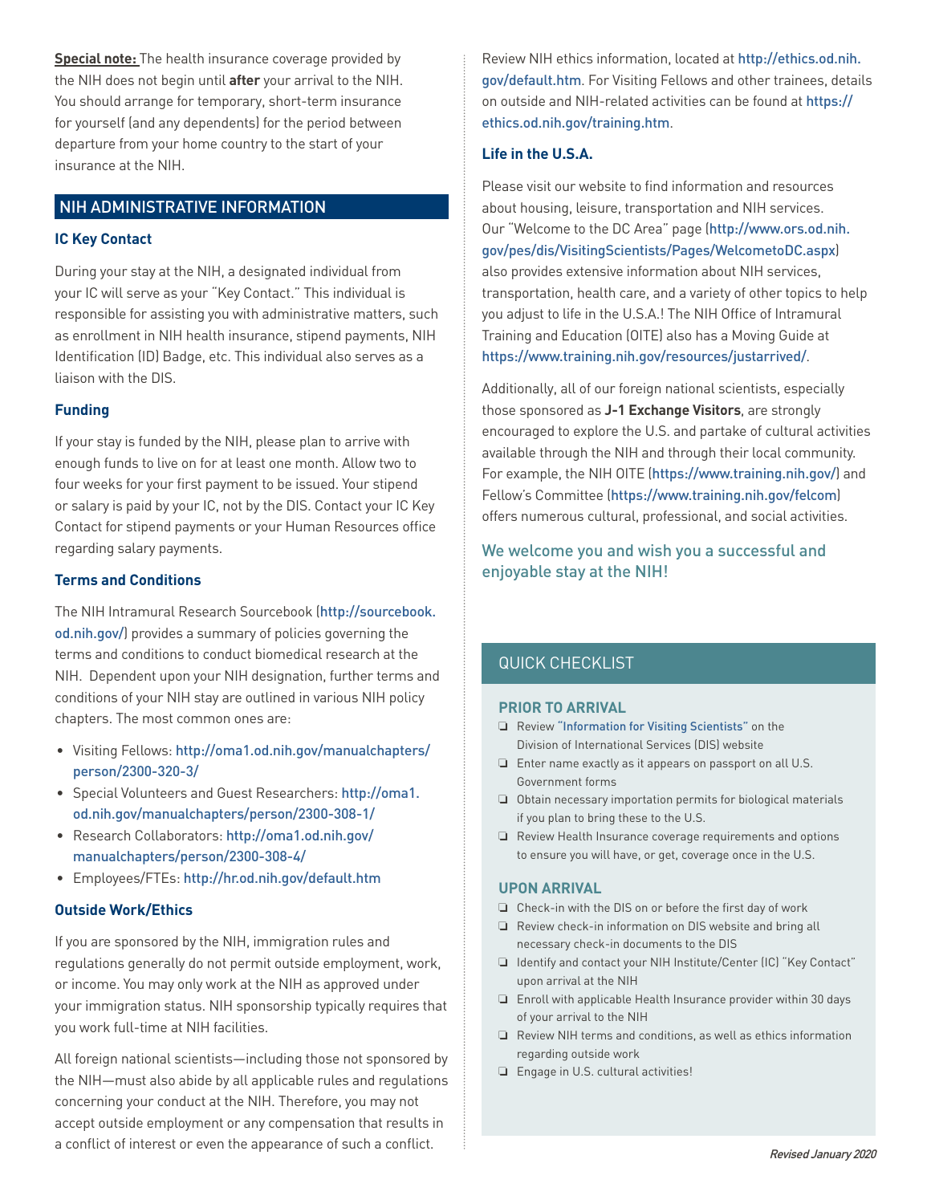**Special note:** The health insurance coverage provided by the NIH does not begin until **after** your arrival to the NIH. You should arrange for temporary, short-term insurance for yourself (and any dependents) for the period between departure from your home country to the start of your insurance at the NIH.

## NIH ADMINISTRATIVE INFORMATION

### IC Key Contact

During your stay at the NIH, a designated individual from your IC will serve as your "Key Contact." This individual is responsible for assisting you with administrative matters, such as enrollment in NIH health insurance, stipend payments, NIH Identification (ID) Badge, etc. This individual also serves as a liaison with the DIS.

### Funding

If your stay is funded by the NIH, please plan to arrive with enough funds to live on for at least one month. Allow two to four weeks for your first payment to be issued. Your stipend or salary is paid by your IC, not by the DIS. Contact your IC Key Contact for stipend payments or your Human Resources office regarding salary payments.

### Terms and Conditions

The NIH Intramural Research Sourcebook (http://sourcebook.od.nih.gov/) provides a summary of policies governing the terms and conditions to conduct biomedical research at the NIH. Dependent upon your NIH designation, further terms and conditions of your NIH stay are outlined in various NIH policy chapters. The most common ones are:

- Visiting Fellows: http://oma1.od.nih.gov/manualchapters/person/2300-320-3/
- Special Volunteers and Guest Researchers: http://oma1.od.nih.gov/manualchapters/person/2300-308-1/
- Research Collaborators: http://oma1.od.nih.gov/manualchapters/person/2300-308-4/
- Employees/FTEs: http://hr.od.nih.gov/default.htm

### Outside Work/Ethics

If you are sponsored by the NIH, immigration rules and regulations generally do not permit outside employment, work, or income. You may only work at the NIH as approved under your immigration status. NIH sponsorship typically requires that you work full-time at NIH facilities.

All foreign national scientists—including those not sponsored by the NIH—must also abide by all applicable rules and regulations concerning your conduct at the NIH. Therefore, you may not accept outside employment or any compensation that results in a conflict of interest or even the appearance of such a conflict.

Review NIH ethics information, located at http://ethics.od.nih.gov/default.htm. For Visiting Fellows and other trainees, details on outside and NIH-related activities can be found at https://ethics.od.nih.gov/training.htm.

### Life in the U.S.A.

Please visit our website to find information and resources about housing, leisure, transportation and NIH services. Our "Welcome to the DC Area" page (http://www.ors.od.nih.gov/pes/dis/VisitingScientists/Pages/WelcometoDC.aspx) also provides extensive information about NIH services, transportation, health care, and a variety of other topics to help you adjust to life in the U.S.A.! The NIH Office of Intramural Training and Education (OITE) also has a Moving Guide at https://www.training.nih.gov/resources/justarrived/.

Additionally, all of our foreign national scientists, especially those sponsored as **J-1 Exchange Visitors**, are strongly encouraged to explore the U.S. and partake of cultural activities available through the NIH and through their local community. For example, the NIH OITE (https://www.training.nih.gov/) and Fellow's Committee (https://www.training.nih.gov/felcom) offers numerous cultural, professional, and social activities.

We welcome you and wish you a successful and enjoyable stay at the NIH!

## QUICK CHECKLIST

### PRIOR TO ARRIVAL

- ❑ Review "Information for Visiting Scientists" on the Division of International Services (DIS) website
- ❑ Enter name exactly as it appears on passport on all U.S. Government forms
- ❑ Obtain necessary importation permits for biological materials if you plan to bring these to the U.S.
- ❑ Review Health Insurance coverage requirements and options to ensure you will have, or get, coverage once in the U.S.

### UPON ARRIVAL

- ❑ Check-in with the DIS on or before the first day of work
- ❑ Review check-in information on DIS website and bring all necessary check-in documents to the DIS
- ❑ Identify and contact your NIH Institute/Center (IC) "Key Contact" upon arrival at the NIH
- ❑ Enroll with applicable Health Insurance provider within 30 days of your arrival to the NIH
- ❑ Review NIH terms and conditions, as well as ethics information regarding outside work
- ❑ Engage in U.S. cultural activities!

*Revised January 2020*